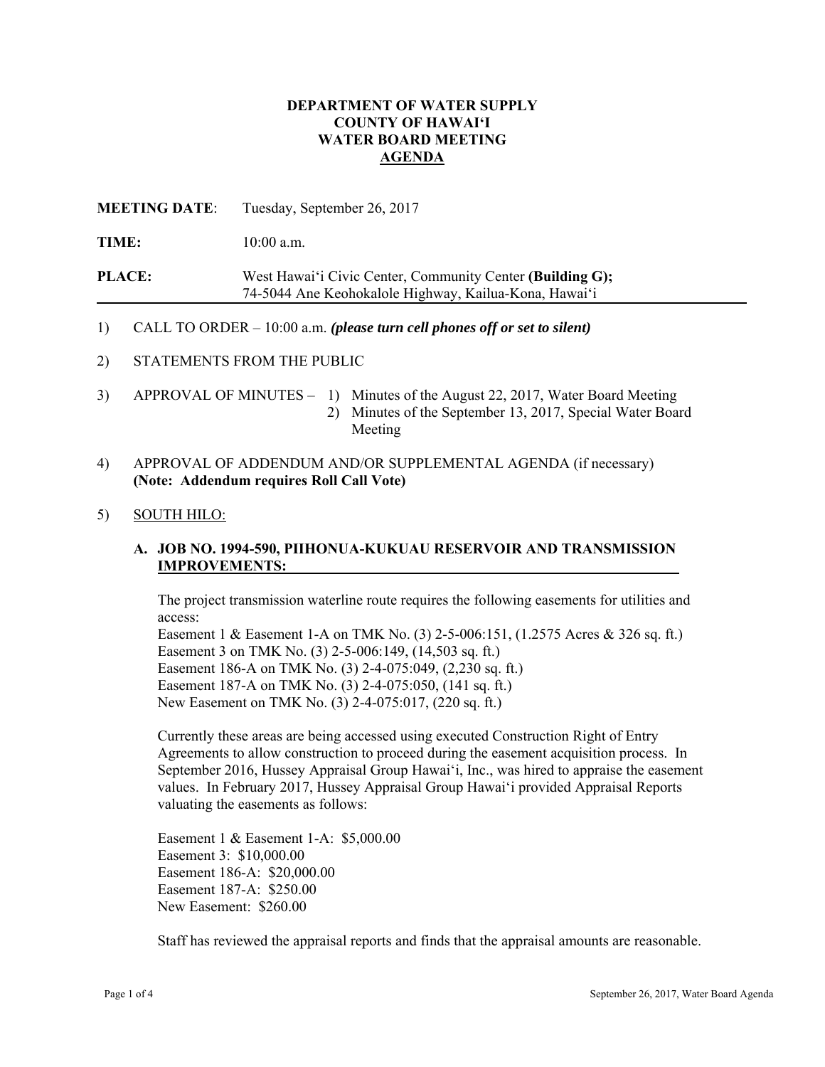**DEPARTMENT OF WATER SUPPLY**
**COUNTY OF HAWAI'I**
**WATER BOARD MEETING**
**AGENDA**

**MEETING DATE**: Tuesday, September 26, 2017

**TIME:** 10:00 a.m.

**PLACE:** West Hawai'i Civic Center, Community Center **(Building G);** 74-5044 Ane Keohokalole Highway, Kailua-Kona, Hawai'i

1) CALL TO ORDER – 10:00 a.m. ***(please turn cell phones off or set to silent)***

2) STATEMENTS FROM THE PUBLIC

3) APPROVAL OF MINUTES –
   1) Minutes of the August 22, 2017, Water Board Meeting
   2) Minutes of the September 13, 2017, Special Water Board Meeting

4) APPROVAL OF ADDENDUM AND/OR SUPPLEMENTAL AGENDA (if necessary) **(Note: Addendum requires Roll Call Vote)**

5) SOUTH HILO:

**A. JOB NO. 1994-590, PIIHONUA-KUKUAU RESERVOIR AND TRANSMISSION IMPROVEMENTS:**

The project transmission waterline route requires the following easements for utilities and access:
Easement 1 & Easement 1-A on TMK No. (3) 2-5-006:151, (1.2575 Acres & 326 sq. ft.)
Easement 3 on TMK No. (3) 2-5-006:149, (14,503 sq. ft.)
Easement 186-A on TMK No. (3) 2-4-075:049, (2,230 sq. ft.)
Easement 187-A on TMK No. (3) 2-4-075:050, (141 sq. ft.)
New Easement on TMK No. (3) 2-4-075:017, (220 sq. ft.)

Currently these areas are being accessed using executed Construction Right of Entry Agreements to allow construction to proceed during the easement acquisition process. In September 2016, Hussey Appraisal Group Hawai'i, Inc., was hired to appraise the easement values. In February 2017, Hussey Appraisal Group Hawai'i provided Appraisal Reports valuating the easements as follows:

Easement 1 & Easement 1-A: $5,000.00
Easement 3: $10,000.00
Easement 186-A: $20,000.00
Easement 187-A: $250.00
New Easement: $260.00

Staff has reviewed the appraisal reports and finds that the appraisal amounts are reasonable.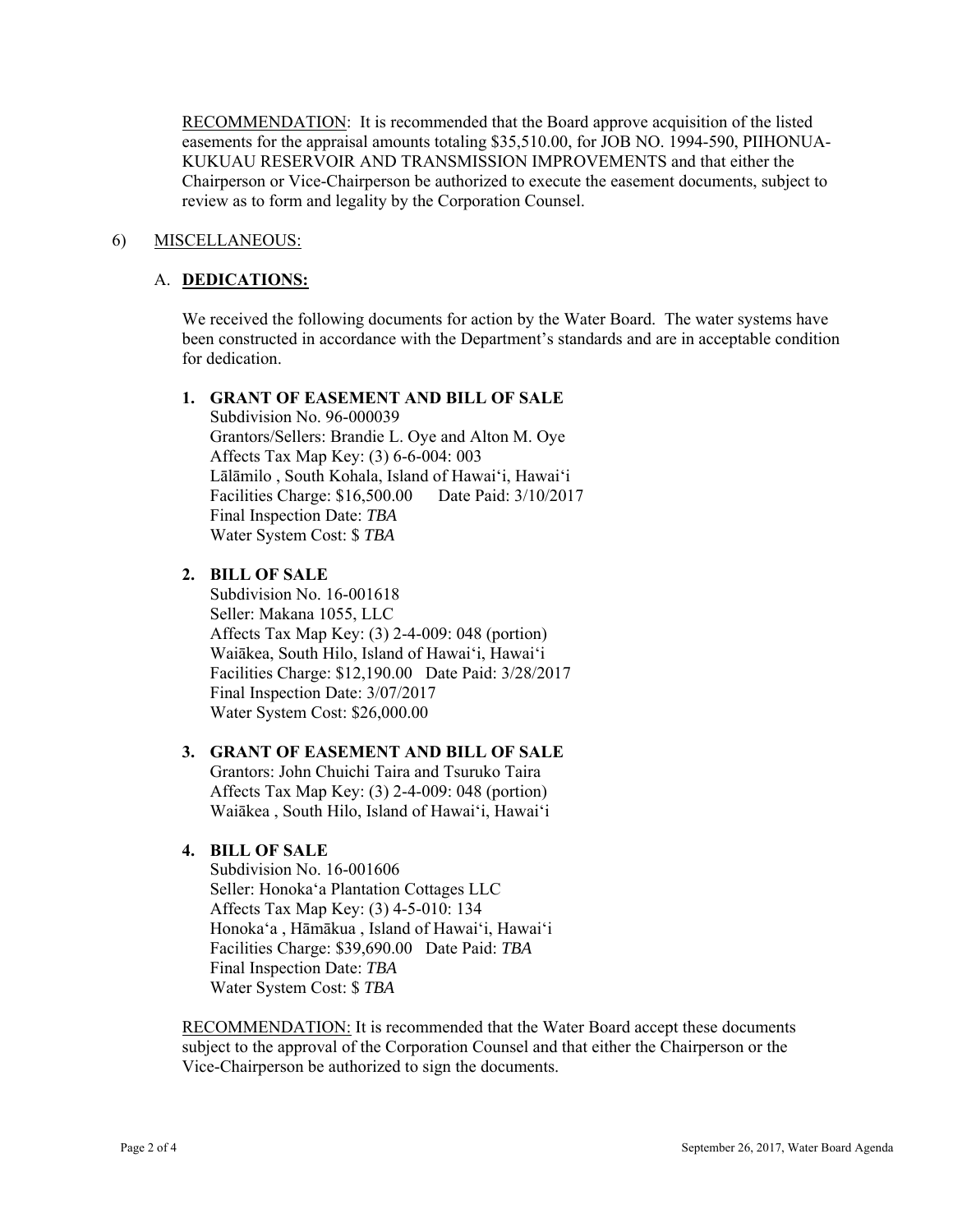RECOMMENDATION: It is recommended that the Board approve acquisition of the listed easements for the appraisal amounts totaling $35,510.00, for JOB NO. 1994-590, PIIHONUA-KUKUAU RESERVOIR AND TRANSMISSION IMPROVEMENTS and that either the Chairperson or Vice-Chairperson be authorized to execute the easement documents, subject to review as to form and legality by the Corporation Counsel.

6) MISCELLANEOUS:

A. **DEDICATIONS:**

We received the following documents for action by the Water Board. The water systems have been constructed in accordance with the Department's standards and are in acceptable condition for dedication.

**1. GRANT OF EASEMENT AND BILL OF SALE**
Subdivision No. 96-000039
Grantors/Sellers: Brandie L. Oye and Alton M. Oye
Affects Tax Map Key: (3) 6-6-004: 003
Lālāmilo , South Kohala, Island of Hawai'i, Hawai'i
Facilities Charge: $16,500.00 Date Paid: 3/10/2017
Final Inspection Date: *TBA*
Water System Cost: $ *TBA*

**2. BILL OF SALE**
Subdivision No. 16-001618
Seller: Makana 1055, LLC
Affects Tax Map Key: (3) 2-4-009: 048 (portion)
Waiākea, South Hilo, Island of Hawai'i, Hawai'i
Facilities Charge: $12,190.00 Date Paid: 3/28/2017
Final Inspection Date: 3/07/2017
Water System Cost: $26,000.00

**3. GRANT OF EASEMENT AND BILL OF SALE**
Grantors: John Chuichi Taira and Tsuruko Taira
Affects Tax Map Key: (3) 2-4-009: 048 (portion)
Waiākea , South Hilo, Island of Hawai'i, Hawai'i

**4. BILL OF SALE**
Subdivision No. 16-001606
Seller: Honoka'a Plantation Cottages LLC
Affects Tax Map Key: (3) 4-5-010: 134
Honoka'a , Hāmākua , Island of Hawai'i, Hawai'i
Facilities Charge: $39,690.00 Date Paid: *TBA*
Final Inspection Date: *TBA*
Water System Cost: $ *TBA*

RECOMMENDATION: It is recommended that the Water Board accept these documents subject to the approval of the Corporation Counsel and that either the Chairperson or the Vice-Chairperson be authorized to sign the documents.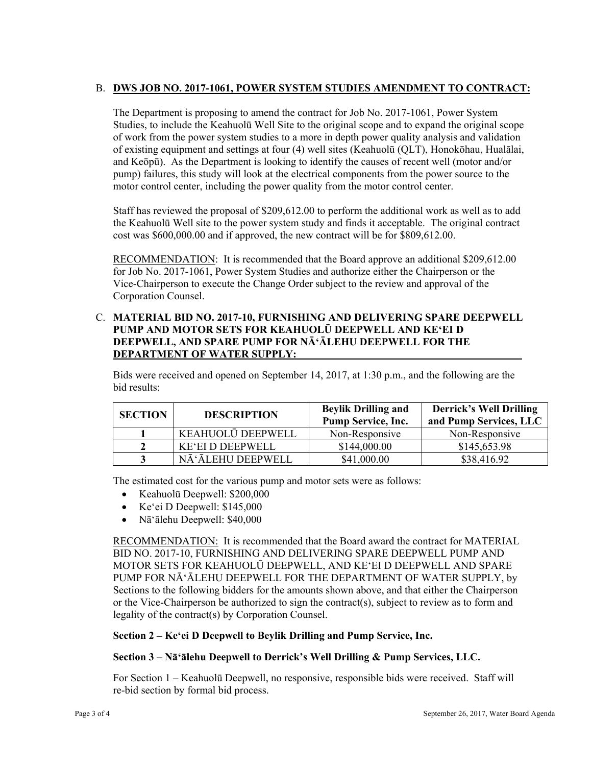B. **DWS JOB NO. 2017-1061, POWER SYSTEM STUDIES AMENDMENT TO CONTRACT:**

The Department is proposing to amend the contract for Job No. 2017-1061, Power System Studies, to include the Keahuolū Well Site to the original scope and to expand the original scope of work from the power system studies to a more in depth power quality analysis and validation of existing equipment and settings at four (4) well sites (Keahuolū (QLT), Honokōhau, Hualālai, and Keōpū). As the Department is looking to identify the causes of recent well (motor and/or pump) failures, this study will look at the electrical components from the power source to the motor control center, including the power quality from the motor control center.

Staff has reviewed the proposal of $209,612.00 to perform the additional work as well as to add the Keahuolū Well site to the power system study and finds it acceptable. The original contract cost was $600,000.00 and if approved, the new contract will be for $809,612.00.

RECOMMENDATION: It is recommended that the Board approve an additional $209,612.00 for Job No. 2017-1061, Power System Studies and authorize either the Chairperson or the Vice-Chairperson to execute the Change Order subject to the review and approval of the Corporation Counsel.

C. **MATERIAL BID NO. 2017-10, FURNISHING AND DELIVERING SPARE DEEPWELL PUMP AND MOTOR SETS FOR KEAHUOLŪ DEEPWELL AND KEʻEI D DEEPWELL, AND SPARE PUMP FOR NĀʻĀLEHU DEEPWELL FOR THE DEPARTMENT OF WATER SUPPLY:**

Bids were received and opened on September 14, 2017, at 1:30 p.m., and the following are the bid results:

| SECTION | DESCRIPTION | Beylik Drilling and Pump Service, Inc. | Derrick's Well Drilling and Pump Services, LLC |
|---|---|---|---|
| 1 | KEAHUOLŪ DEEPWELL | Non-Responsive | Non-Responsive |
| 2 | KEʻEI D DEEPWELL | $144,000.00 | $145,653.98 |
| 3 | NĀʻĀLEHU DEEPWELL | $41,000.00 | $38,416.92 |

The estimated cost for the various pump and motor sets were as follows:

- Keahuolū Deepwell: $200,000
- Keʻei D Deepwell: $145,000
- Nāʻālehu Deepwell: $40,000

RECOMMENDATION: It is recommended that the Board award the contract for MATERIAL BID NO. 2017-10, FURNISHING AND DELIVERING SPARE DEEPWELL PUMP AND MOTOR SETS FOR KEAHUOLŪ DEEPWELL, AND KEʻEI D DEEPWELL AND SPARE PUMP FOR NĀʻĀLEHU DEEPWELL FOR THE DEPARTMENT OF WATER SUPPLY, by Sections to the following bidders for the amounts shown above, and that either the Chairperson or the Vice-Chairperson be authorized to sign the contract(s), subject to review as to form and legality of the contract(s) by Corporation Counsel.

**Section 2 – Keʻei D Deepwell to Beylik Drilling and Pump Service, Inc.**

**Section 3 – Nāʻālehu Deepwell to Derrick's Well Drilling & Pump Services, LLC.**

For Section 1 – Keahuolū Deepwell, no responsive, responsible bids were received. Staff will re-bid section by formal bid process.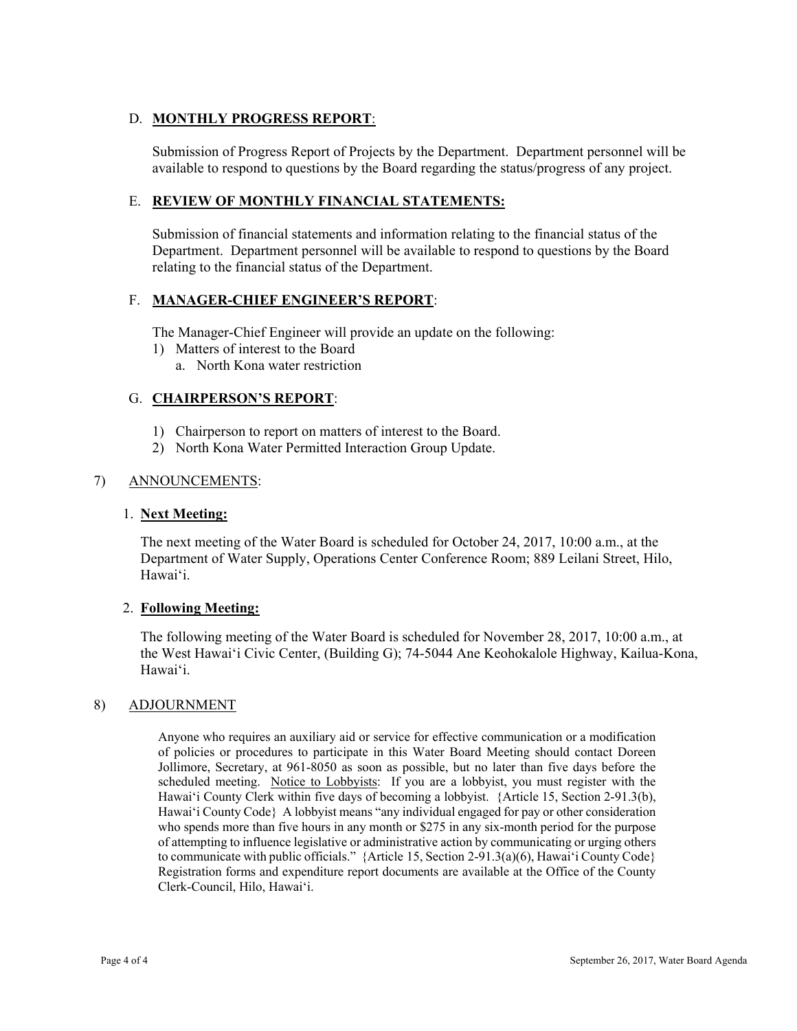D. **MONTHLY PROGRESS REPORT**:

Submission of Progress Report of Projects by the Department. Department personnel will be available to respond to questions by the Board regarding the status/progress of any project.

E. **REVIEW OF MONTHLY FINANCIAL STATEMENTS:**

Submission of financial statements and information relating to the financial status of the Department. Department personnel will be available to respond to questions by the Board relating to the financial status of the Department.

F. **MANAGER-CHIEF ENGINEER'S REPORT**:

The Manager-Chief Engineer will provide an update on the following:

1) Matters of interest to the Board
    a. North Kona water restriction

G. **CHAIRPERSON'S REPORT**:

1) Chairperson to report on matters of interest to the Board.
2) North Kona Water Permitted Interaction Group Update.

7) ANNOUNCEMENTS:

1. **Next Meeting:**

The next meeting of the Water Board is scheduled for October 24, 2017, 10:00 a.m., at the Department of Water Supply, Operations Center Conference Room; 889 Leilani Street, Hilo, Hawai'i.

2. **Following Meeting:**

The following meeting of the Water Board is scheduled for November 28, 2017, 10:00 a.m., at the West Hawai'i Civic Center, (Building G); 74-5044 Ane Keohokalole Highway, Kailua-Kona, Hawai'i.

8) ADJOURNMENT

Anyone who requires an auxiliary aid or service for effective communication or a modification of policies or procedures to participate in this Water Board Meeting should contact Doreen Jollimore, Secretary, at 961-8050 as soon as possible, but no later than five days before the scheduled meeting. Notice to Lobbyists: If you are a lobbyist, you must register with the Hawai'i County Clerk within five days of becoming a lobbyist. {Article 15, Section 2-91.3(b), Hawai'i County Code} A lobbyist means "any individual engaged for pay or other consideration who spends more than five hours in any month or $275 in any six-month period for the purpose of attempting to influence legislative or administrative action by communicating or urging others to communicate with public officials." {Article 15, Section 2-91.3(a)(6), Hawai'i County Code} Registration forms and expenditure report documents are available at the Office of the County Clerk-Council, Hilo, Hawai'i.